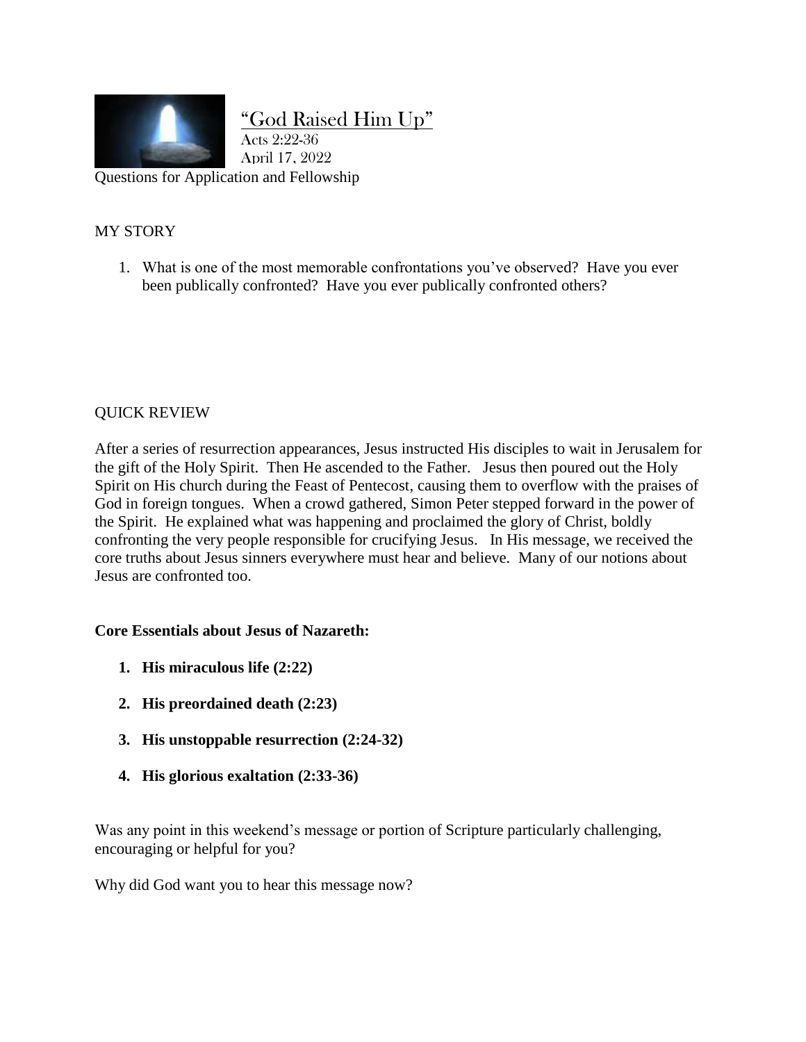# "God Raised Him Up"

Acts 2:22-36

April 17, 2022

Questions for Application and Fellowship

## MY STORY

1. What is one of the most memorable confrontations you've observed? Have you ever been publically confronted? Have you ever publically confronted others?

## QUICK REVIEW

After a series of resurrection appearances, Jesus instructed His disciples to wait in Jerusalem for the gift of the Holy Spirit. Then He ascended to the Father. Jesus then poured out the Holy Spirit on His church during the Feast of Pentecost, causing them to overflow with the praises of God in foreign tongues. When a crowd gathered, Simon Peter stepped forward in the power of the Spirit. He explained what was happening and proclaimed the glory of Christ, boldly confronting the very people responsible for crucifying Jesus. In His message, we received the core truths about Jesus sinners everywhere must hear and believe. Many of our notions about Jesus are confronted too.

**Core Essentials about Jesus of Nazareth:**

1. **His miraculous life (2:22)**
2. **His preordained death (2:23)**
3. **His unstoppable resurrection (2:24-32)**
4. **His glorious exaltation (2:33-36)**

Was any point in this weekend's message or portion of Scripture particularly challenging, encouraging or helpful for you?

Why did God want you to hear this message now?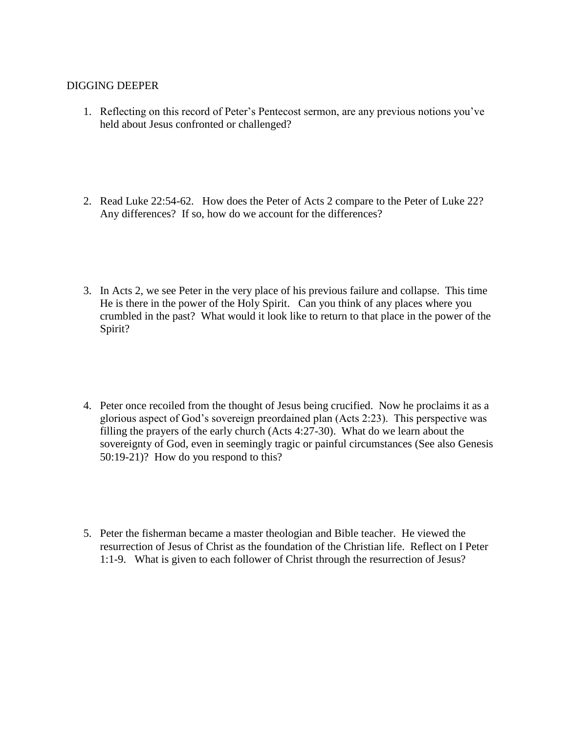DIGGING DEEPER

1. Reflecting on this record of Peter's Pentecost sermon, are any previous notions you've held about Jesus confronted or challenged?

2. Read Luke 22:54-62. How does the Peter of Acts 2 compare to the Peter of Luke 22? Any differences? If so, how do we account for the differences?

3. In Acts 2, we see Peter in the very place of his previous failure and collapse. This time He is there in the power of the Holy Spirit. Can you think of any places where you crumbled in the past? What would it look like to return to that place in the power of the Spirit?

4. Peter once recoiled from the thought of Jesus being crucified. Now he proclaims it as a glorious aspect of God's sovereign preordained plan (Acts 2:23). This perspective was filling the prayers of the early church (Acts 4:27-30). What do we learn about the sovereignty of God, even in seemingly tragic or painful circumstances (See also Genesis 50:19-21)? How do you respond to this?

5. Peter the fisherman became a master theologian and Bible teacher. He viewed the resurrection of Jesus of Christ as the foundation of the Christian life. Reflect on I Peter 1:1-9. What is given to each follower of Christ through the resurrection of Jesus?